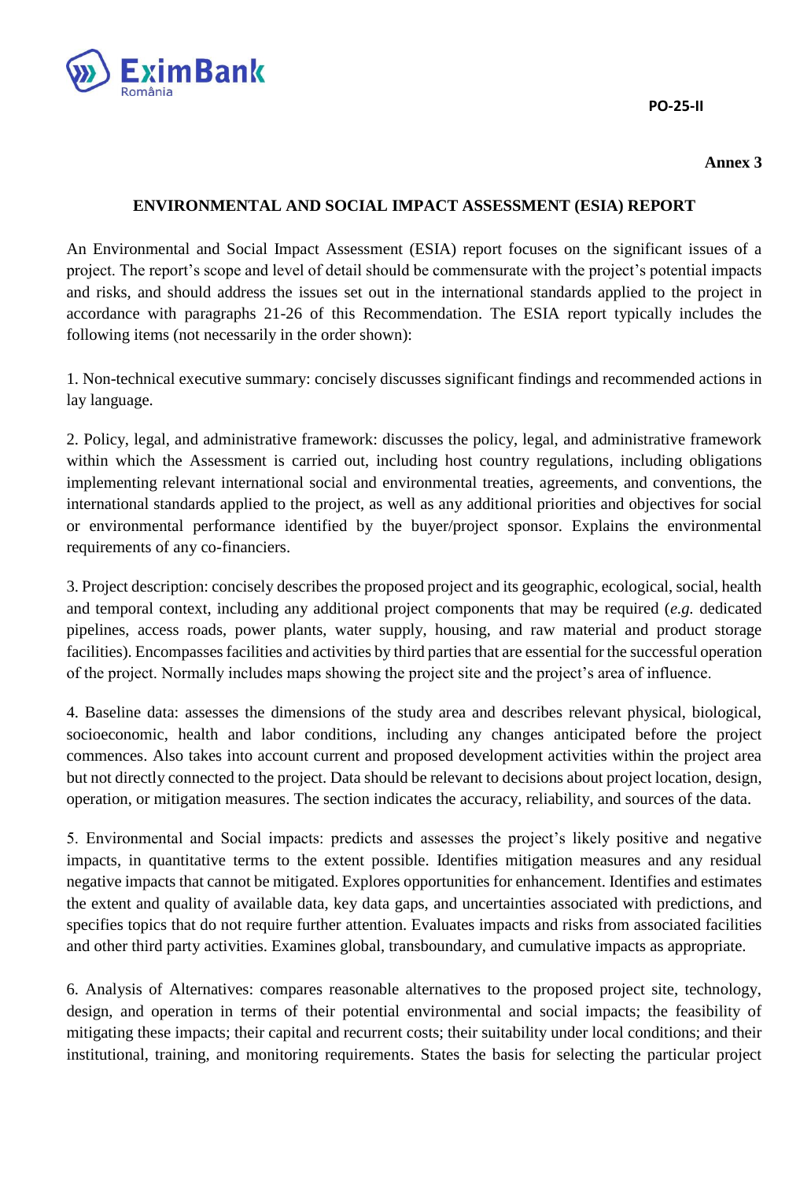**Annex 3**

## ENVIRONMENTAL AND SOCIAL IMPACT ASSESSMENT (ESIA) REPORT

An Environmental and Social Impact Assessment (ESIA) report focuses on the significant issues of a project. The report's scope and level of detail should be commensurate with the project's potential impacts and risks, and should address the issues set out in the international standards applied to the project in accordance with paragraphs 21-26 of this Recommendation. The ESIA report typically includes the following items (not necessarily in the order shown):

1. Non-technical executive summary: concisely discusses significant findings and recommended actions in lay language.

2. Policy, legal, and administrative framework: discusses the policy, legal, and administrative framework within which the Assessment is carried out, including host country regulations, including obligations implementing relevant international social and environmental treaties, agreements, and conventions, the international standards applied to the project, as well as any additional priorities and objectives for social or environmental performance identified by the buyer/project sponsor. Explains the environmental requirements of any co-financiers.

3. Project description: concisely describes the proposed project and its geographic, ecological, social, health and temporal context, including any additional project components that may be required (*e.g.* dedicated pipelines, access roads, power plants, water supply, housing, and raw material and product storage facilities). Encompasses facilities and activities by third parties that are essential for the successful operation of the project. Normally includes maps showing the project site and the project's area of influence.

4. Baseline data: assesses the dimensions of the study area and describes relevant physical, biological, socioeconomic, health and labor conditions, including any changes anticipated before the project commences. Also takes into account current and proposed development activities within the project area but not directly connected to the project. Data should be relevant to decisions about project location, design, operation, or mitigation measures. The section indicates the accuracy, reliability, and sources of the data.

5. Environmental and Social impacts: predicts and assesses the project's likely positive and negative impacts, in quantitative terms to the extent possible. Identifies mitigation measures and any residual negative impacts that cannot be mitigated. Explores opportunities for enhancement. Identifies and estimates the extent and quality of available data, key data gaps, and uncertainties associated with predictions, and specifies topics that do not require further attention. Evaluates impacts and risks from associated facilities and other third party activities. Examines global, transboundary, and cumulative impacts as appropriate.

6. Analysis of Alternatives: compares reasonable alternatives to the proposed project site, technology, design, and operation in terms of their potential environmental and social impacts; the feasibility of mitigating these impacts; their capital and recurrent costs; their suitability under local conditions; and their institutional, training, and monitoring requirements. States the basis for selecting the particular project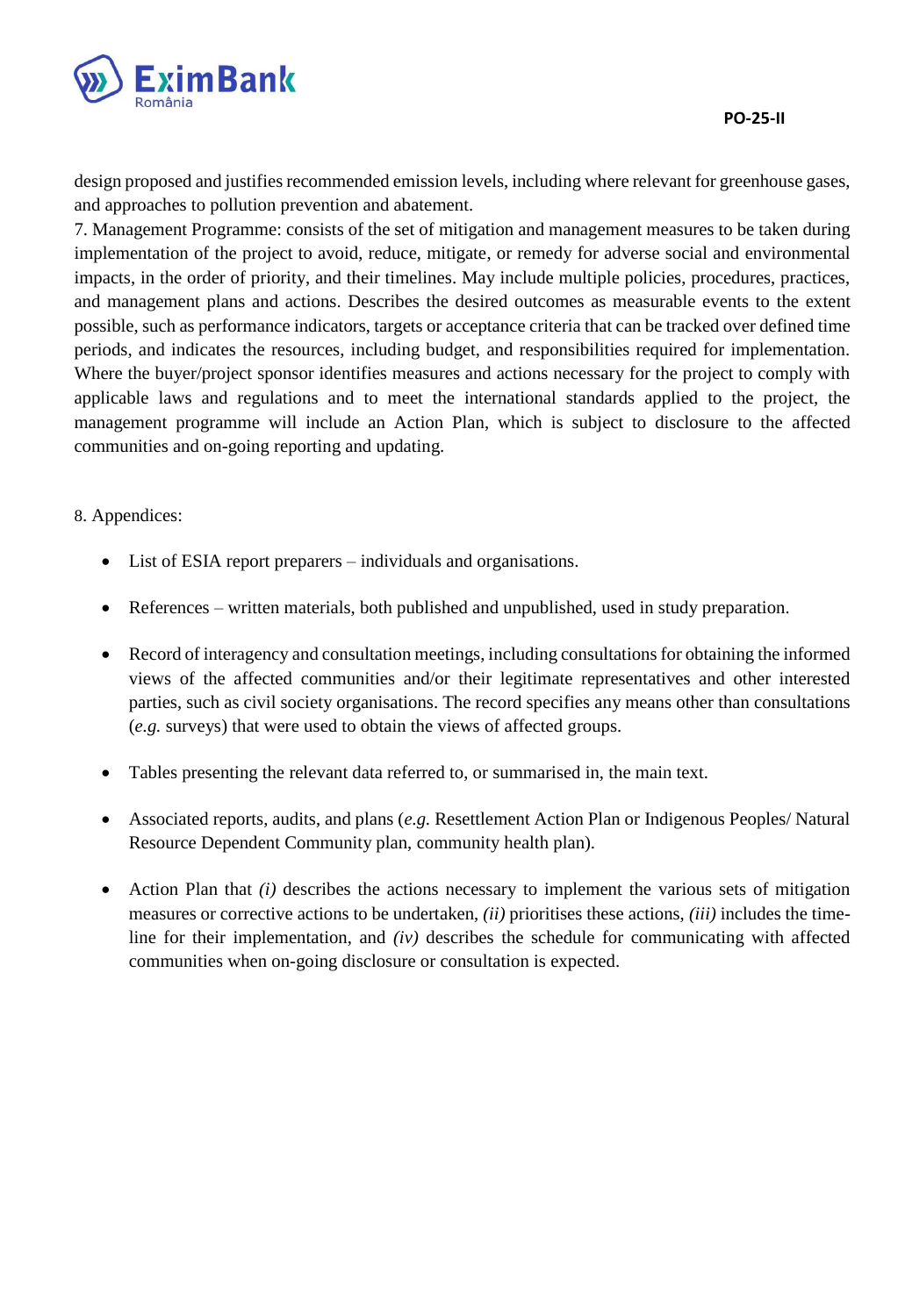design proposed and justifies recommended emission levels, including where relevant for greenhouse gases, and approaches to pollution prevention and abatement.

7. Management Programme: consists of the set of mitigation and management measures to be taken during implementation of the project to avoid, reduce, mitigate, or remedy for adverse social and environmental impacts, in the order of priority, and their timelines. May include multiple policies, procedures, practices, and management plans and actions. Describes the desired outcomes as measurable events to the extent possible, such as performance indicators, targets or acceptance criteria that can be tracked over defined time periods, and indicates the resources, including budget, and responsibilities required for implementation. Where the buyer/project sponsor identifies measures and actions necessary for the project to comply with applicable laws and regulations and to meet the international standards applied to the project, the management programme will include an Action Plan, which is subject to disclosure to the affected communities and on-going reporting and updating.

8. Appendices:

- List of ESIA report preparers – individuals and organisations.
- References – written materials, both published and unpublished, used in study preparation.
- Record of interagency and consultation meetings, including consultations for obtaining the informed views of the affected communities and/or their legitimate representatives and other interested parties, such as civil society organisations. The record specifies any means other than consultations (*e.g.* surveys) that were used to obtain the views of affected groups.
- Tables presenting the relevant data referred to, or summarised in, the main text.
- Associated reports, audits, and plans (*e.g.* Resettlement Action Plan or Indigenous Peoples/ Natural Resource Dependent Community plan, community health plan).
- Action Plan that *(i)* describes the actions necessary to implement the various sets of mitigation measures or corrective actions to be undertaken, *(ii)* prioritises these actions, *(iii)* includes the time-line for their implementation, and *(iv)* describes the schedule for communicating with affected communities when on-going disclosure or consultation is expected.